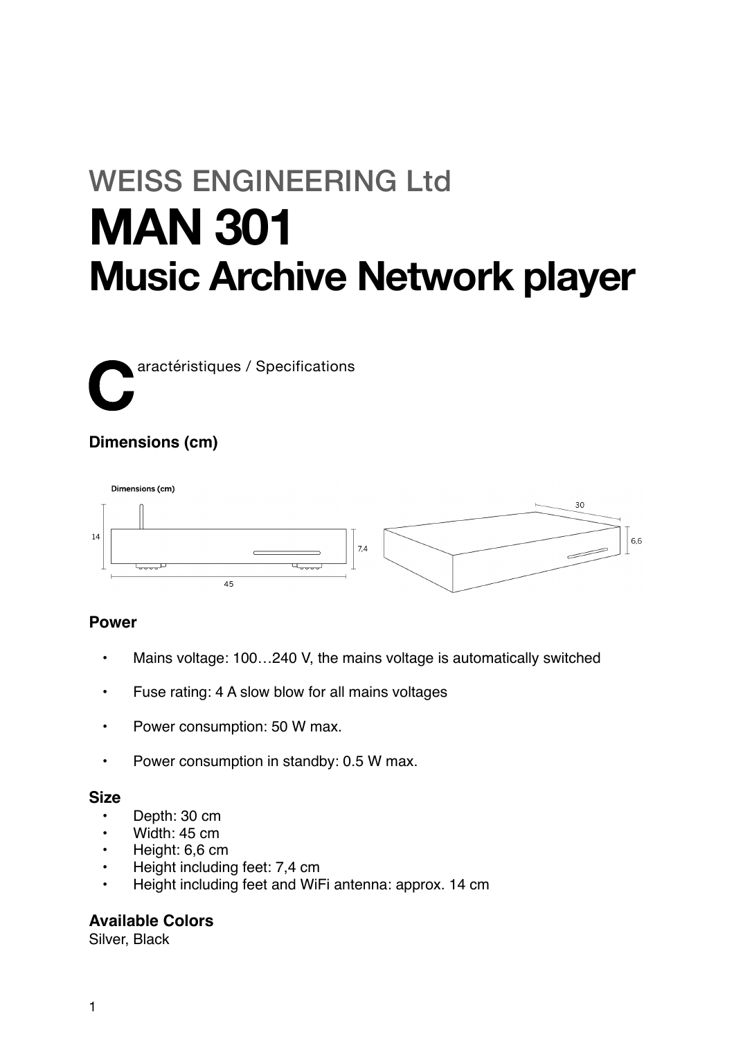WEISS ENGINEERING Ltd

# MAN 301

# Music Archive Network player

## Caractéristiques / Specifications

### Dimensions (cm)

### Power

- Mains voltage: 100…240 V, the mains voltage is automatically switched
- Fuse rating: 4 A slow blow for all mains voltages
- Power consumption: 50 W max.
- Power consumption in standby: 0.5 W max.

### Size

- Depth: 30 cm
- Width: 45 cm
- Height: 6,6 cm
- Height including feet: 7,4 cm
- Height including feet and WiFi antenna: approx. 14 cm

### Available Colors

Silver, Black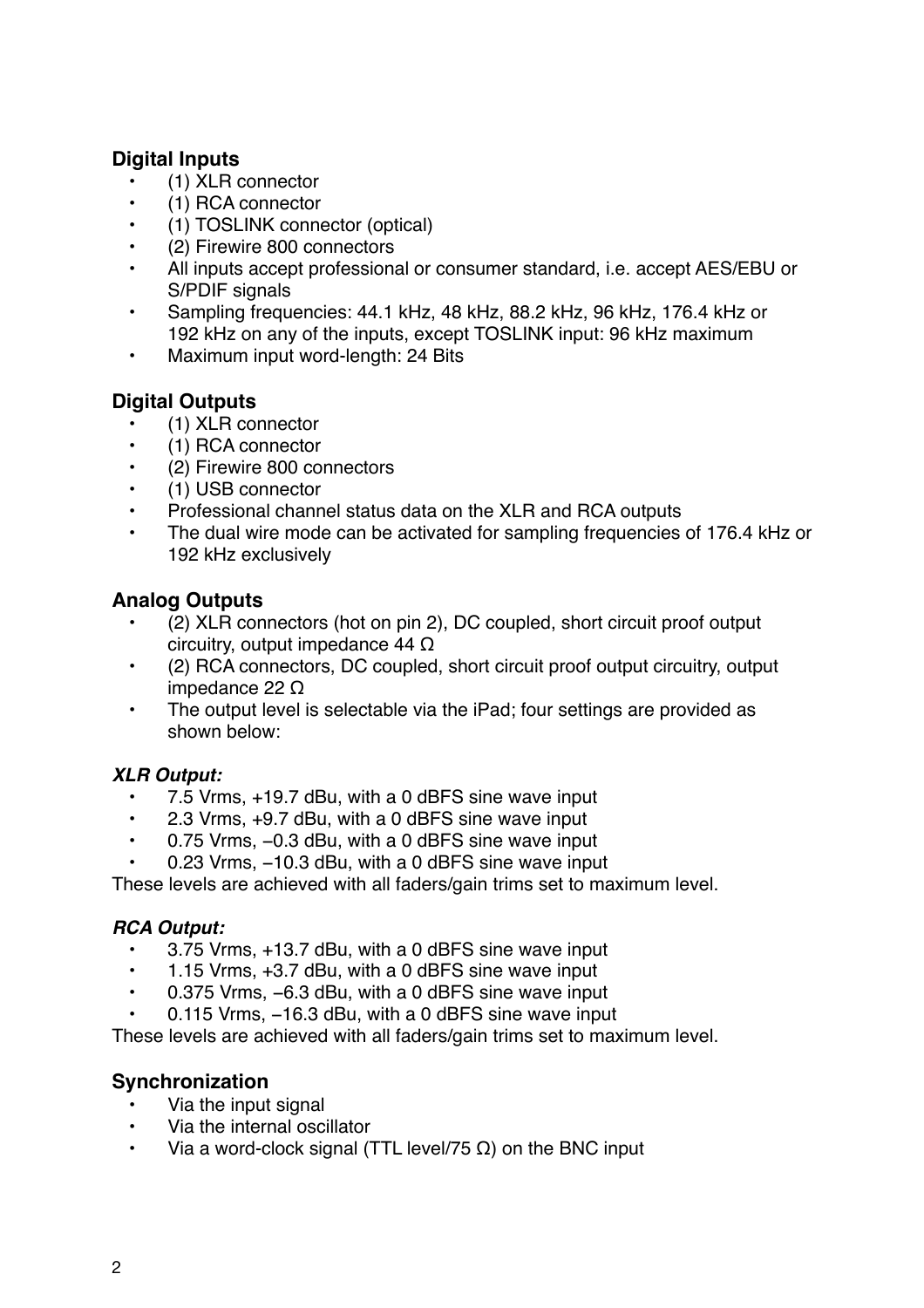## Digital Inputs

- (1) XLR connector
- (1) RCA connector
- (1) TOSLINK connector (optical)
- (2) Firewire 800 connectors
- All inputs accept professional or consumer standard, i.e. accept AES/EBU or S/PDIF signals
- Sampling frequencies: 44.1 kHz, 48 kHz, 88.2 kHz, 96 kHz, 176.4 kHz or 192 kHz on any of the inputs, except TOSLINK input: 96 kHz maximum
- Maximum input word-length: 24 Bits

## Digital Outputs

- (1) XLR connector
- (1) RCA connector
- (2) Firewire 800 connectors
- (1) USB connector
- Professional channel status data on the XLR and RCA outputs
- The dual wire mode can be activated for sampling frequencies of 176.4 kHz or 192 kHz exclusively

## Analog Outputs

- (2) XLR connectors (hot on pin 2), DC coupled, short circuit proof output circuitry, output impedance 44 Ω
- (2) RCA connectors, DC coupled, short circuit proof output circuitry, output impedance 22 Ω
- The output level is selectable via the iPad; four settings are provided as shown below:

***XLR Output:***

- 7.5 Vrms, +19.7 dBu, with a 0 dBFS sine wave input
- 2.3 Vrms, +9.7 dBu, with a 0 dBFS sine wave input
- 0.75 Vrms, −0.3 dBu, with a 0 dBFS sine wave input
- 0.23 Vrms, −10.3 dBu, with a 0 dBFS sine wave input

These levels are achieved with all faders/gain trims set to maximum level.

***RCA Output:***

- 3.75 Vrms, +13.7 dBu, with a 0 dBFS sine wave input
- 1.15 Vrms, +3.7 dBu, with a 0 dBFS sine wave input
- 0.375 Vrms, −6.3 dBu, with a 0 dBFS sine wave input
- 0.115 Vrms, −16.3 dBu, with a 0 dBFS sine wave input

These levels are achieved with all faders/gain trims set to maximum level.

## Synchronization

- Via the input signal
- Via the internal oscillator
- Via a word-clock signal (TTL level/75 Ω) on the BNC input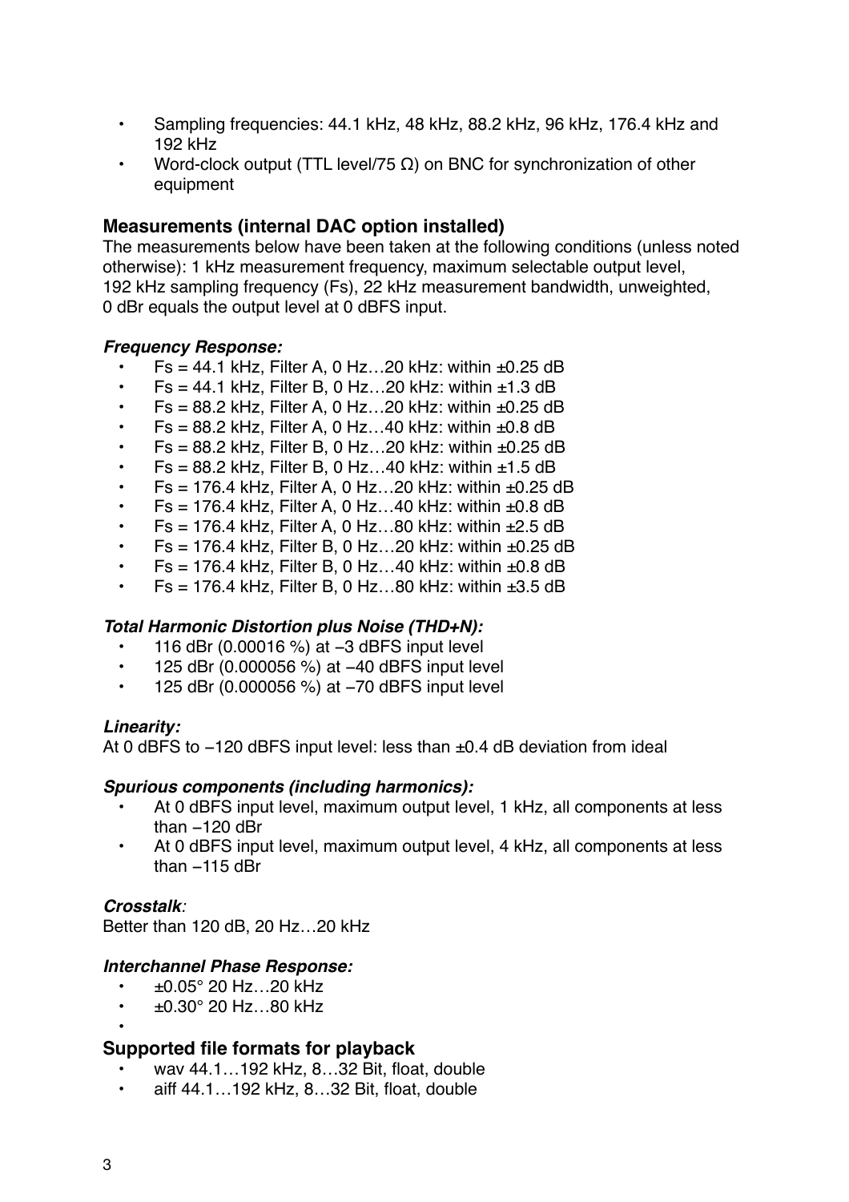- Sampling frequencies: 44.1 kHz, 48 kHz, 88.2 kHz, 96 kHz, 176.4 kHz and 192 kHz
- Word-clock output (TTL level/75 Ω) on BNC for synchronization of other equipment

## Measurements (internal DAC option installed)

The measurements below have been taken at the following conditions (unless noted otherwise): 1 kHz measurement frequency, maximum selectable output level, 192 kHz sampling frequency (Fs), 22 kHz measurement bandwidth, unweighted, 0 dBr equals the output level at 0 dBFS input.

### *Frequency Response:*

- Fs = 44.1 kHz, Filter A, 0 Hz…20 kHz: within ±0.25 dB
- Fs = 44.1 kHz, Filter B, 0 Hz…20 kHz: within ±1.3 dB
- Fs = 88.2 kHz, Filter A, 0 Hz…20 kHz: within ±0.25 dB
- Fs = 88.2 kHz, Filter A, 0 Hz…40 kHz: within ±0.8 dB
- Fs = 88.2 kHz, Filter B, 0 Hz…20 kHz: within ±0.25 dB
- Fs = 88.2 kHz, Filter B, 0 Hz…40 kHz: within ±1.5 dB
- Fs = 176.4 kHz, Filter A, 0 Hz…20 kHz: within ±0.25 dB
- Fs = 176.4 kHz, Filter A, 0 Hz…40 kHz: within ±0.8 dB
- Fs = 176.4 kHz, Filter A, 0 Hz…80 kHz: within ±2.5 dB
- Fs = 176.4 kHz, Filter B, 0 Hz…20 kHz: within ±0.25 dB
- Fs = 176.4 kHz, Filter B, 0 Hz…40 kHz: within ±0.8 dB
- Fs = 176.4 kHz, Filter B, 0 Hz…80 kHz: within ±3.5 dB

### *Total Harmonic Distortion plus Noise (THD+N):*

- 116 dBr (0.00016 %) at −3 dBFS input level
- 125 dBr (0.000056 %) at −40 dBFS input level
- 125 dBr (0.000056 %) at −70 dBFS input level

### *Linearity:*

At 0 dBFS to −120 dBFS input level: less than ±0.4 dB deviation from ideal

### *Spurious components (including harmonics):*

- At 0 dBFS input level, maximum output level, 1 kHz, all components at less than −120 dBr
- At 0 dBFS input level, maximum output level, 4 kHz, all components at less than −115 dBr

### *Crosstalk:*

Better than 120 dB, 20 Hz…20 kHz

### *Interchannel Phase Response:*

- ±0.05° 20 Hz…20 kHz
- ±0.30° 20 Hz…80 kHz

## Supported file formats for playback

- wav 44.1…192 kHz, 8…32 Bit, float, double
- aiff 44.1…192 kHz, 8…32 Bit, float, double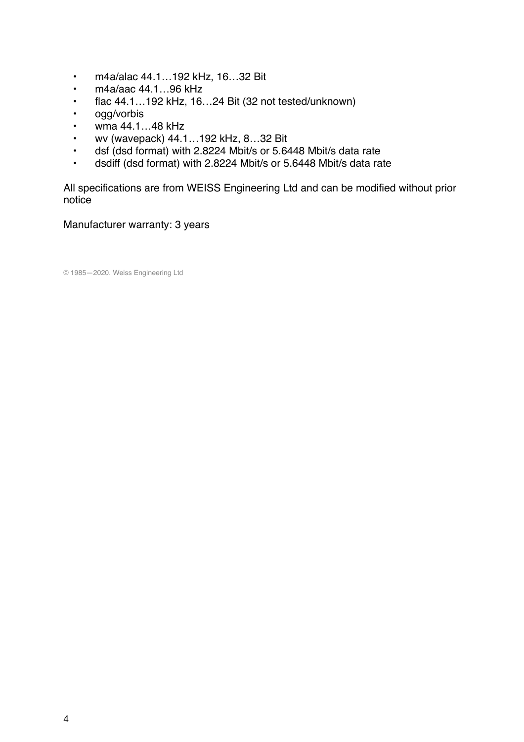- m4a/alac 44.1…192 kHz, 16…32 Bit
- m4a/aac 44.1…96 kHz
- flac 44.1…192 kHz, 16…24 Bit (32 not tested/unknown)
- ogg/vorbis
- wma 44.1…48 kHz
- wv (wavepack) 44.1…192 kHz, 8…32 Bit
- dsf (dsd format) with 2.8224 Mbit/s or 5.6448 Mbit/s data rate
- dsdiff (dsd format) with 2.8224 Mbit/s or 5.6448 Mbit/s data rate

All specifications are from WEISS Engineering Ltd and can be modified without prior notice

Manufacturer warranty: 3 years

© 1985—2020. Weiss Engineering Ltd